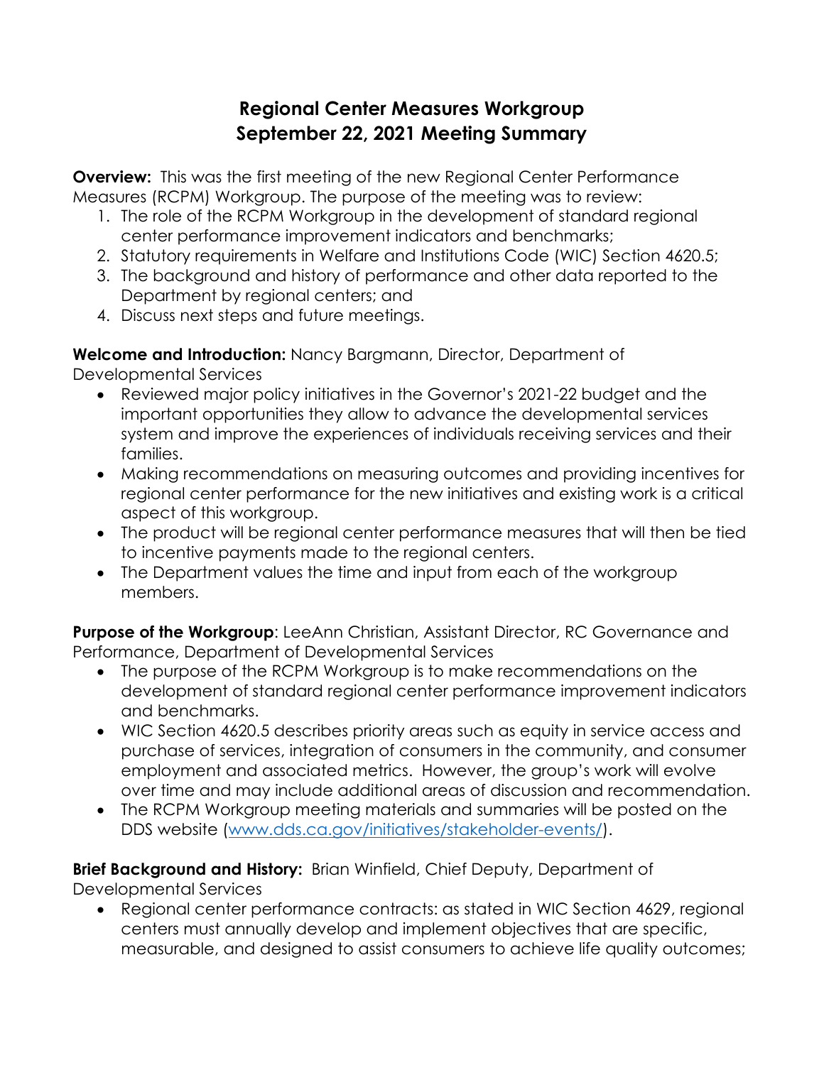# Regional Center Measures Workgroup
# September 22, 2021 Meeting Summary

**Overview:** This was the first meeting of the new Regional Center Performance Measures (RCPM) Workgroup. The purpose of the meeting was to review:

1. The role of the RCPM Workgroup in the development of standard regional center performance improvement indicators and benchmarks;
2. Statutory requirements in Welfare and Institutions Code (WIC) Section 4620.5;
3. The background and history of performance and other data reported to the Department by regional centers; and
4. Discuss next steps and future meetings.

**Welcome and Introduction:** Nancy Bargmann, Director, Department of Developmental Services

- Reviewed major policy initiatives in the Governor's 2021-22 budget and the important opportunities they allow to advance the developmental services system and improve the experiences of individuals receiving services and their families.
- Making recommendations on measuring outcomes and providing incentives for regional center performance for the new initiatives and existing work is a critical aspect of this workgroup.
- The product will be regional center performance measures that will then be tied to incentive payments made to the regional centers.
- The Department values the time and input from each of the workgroup members.

**Purpose of the Workgroup**: LeeAnn Christian, Assistant Director, RC Governance and Performance, Department of Developmental Services

- The purpose of the RCPM Workgroup is to make recommendations on the development of standard regional center performance improvement indicators and benchmarks.
- WIC Section 4620.5 describes priority areas such as equity in service access and purchase of services, integration of consumers in the community, and consumer employment and associated metrics. However, the group's work will evolve over time and may include additional areas of discussion and recommendation.
- The RCPM Workgroup meeting materials and summaries will be posted on the DDS website ([www.dds.ca.gov/initiatives/stakeholder-events/](www.dds.ca.gov/initiatives/stakeholder-events/)).

**Brief Background and History:** Brian Winfield, Chief Deputy, Department of Developmental Services

- Regional center performance contracts: as stated in WIC Section 4629, regional centers must annually develop and implement objectives that are specific, measurable, and designed to assist consumers to achieve life quality outcomes;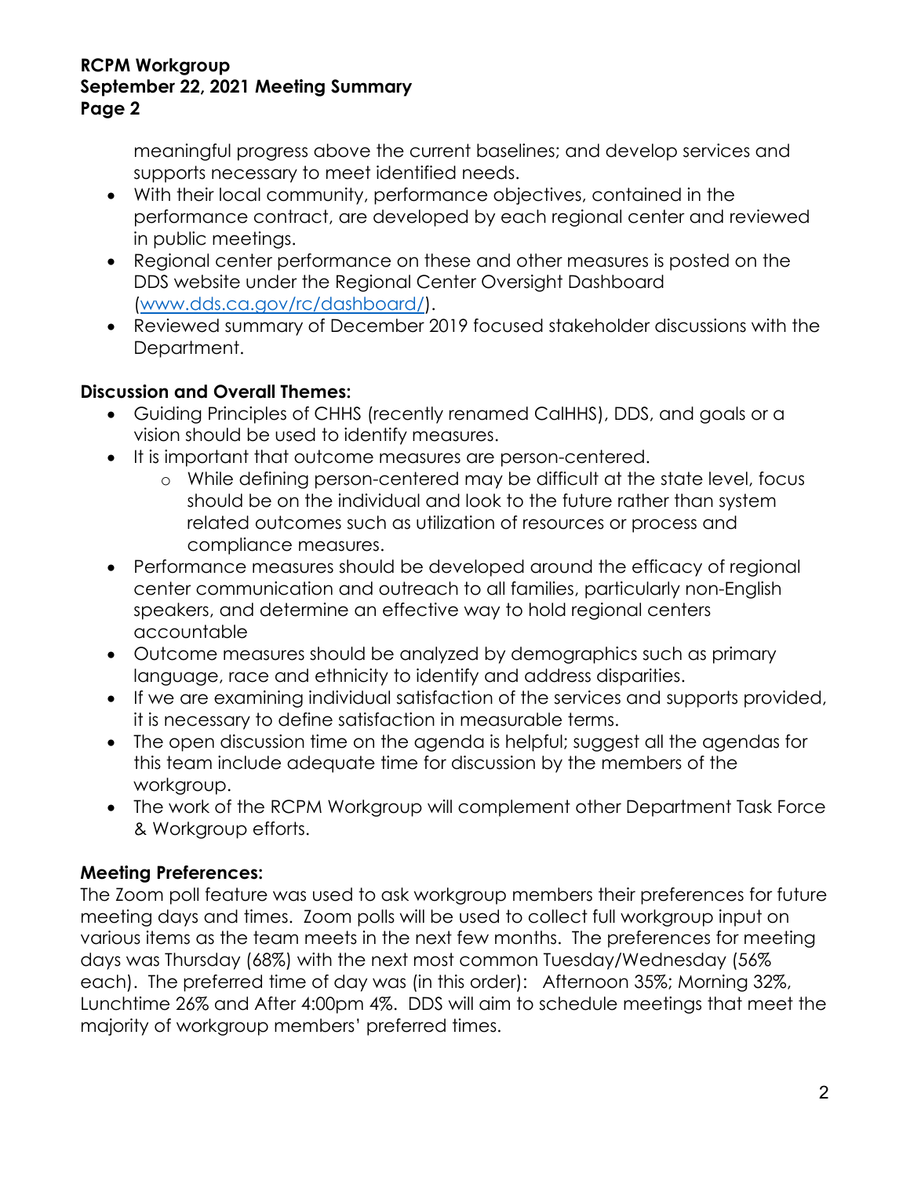meaningful progress above the current baselines; and develop services and supports necessary to meet identified needs.

- With their local community, performance objectives, contained in the performance contract, are developed by each regional center and reviewed in public meetings.
- Regional center performance on these and other measures is posted on the DDS website under the Regional Center Oversight Dashboard (www.dds.ca.gov/rc/dashboard/).
- Reviewed summary of December 2019 focused stakeholder discussions with the Department.

**Discussion and Overall Themes:**

- Guiding Principles of CHHS (recently renamed CalHHS), DDS, and goals or a vision should be used to identify measures.
- It is important that outcome measures are person-centered.
  - While defining person-centered may be difficult at the state level, focus should be on the individual and look to the future rather than system related outcomes such as utilization of resources or process and compliance measures.
- Performance measures should be developed around the efficacy of regional center communication and outreach to all families, particularly non-English speakers, and determine an effective way to hold regional centers accountable
- Outcome measures should be analyzed by demographics such as primary language, race and ethnicity to identify and address disparities.
- If we are examining individual satisfaction of the services and supports provided, it is necessary to define satisfaction in measurable terms.
- The open discussion time on the agenda is helpful; suggest all the agendas for this team include adequate time for discussion by the members of the workgroup.
- The work of the RCPM Workgroup will complement other Department Task Force & Workgroup efforts.

**Meeting Preferences:**

The Zoom poll feature was used to ask workgroup members their preferences for future meeting days and times. Zoom polls will be used to collect full workgroup input on various items as the team meets in the next few months. The preferences for meeting days was Thursday (68%) with the next most common Tuesday/Wednesday (56% each). The preferred time of day was (in this order): Afternoon 35%; Morning 32%, Lunchtime 26% and After 4:00pm 4%. DDS will aim to schedule meetings that meet the majority of workgroup members' preferred times.